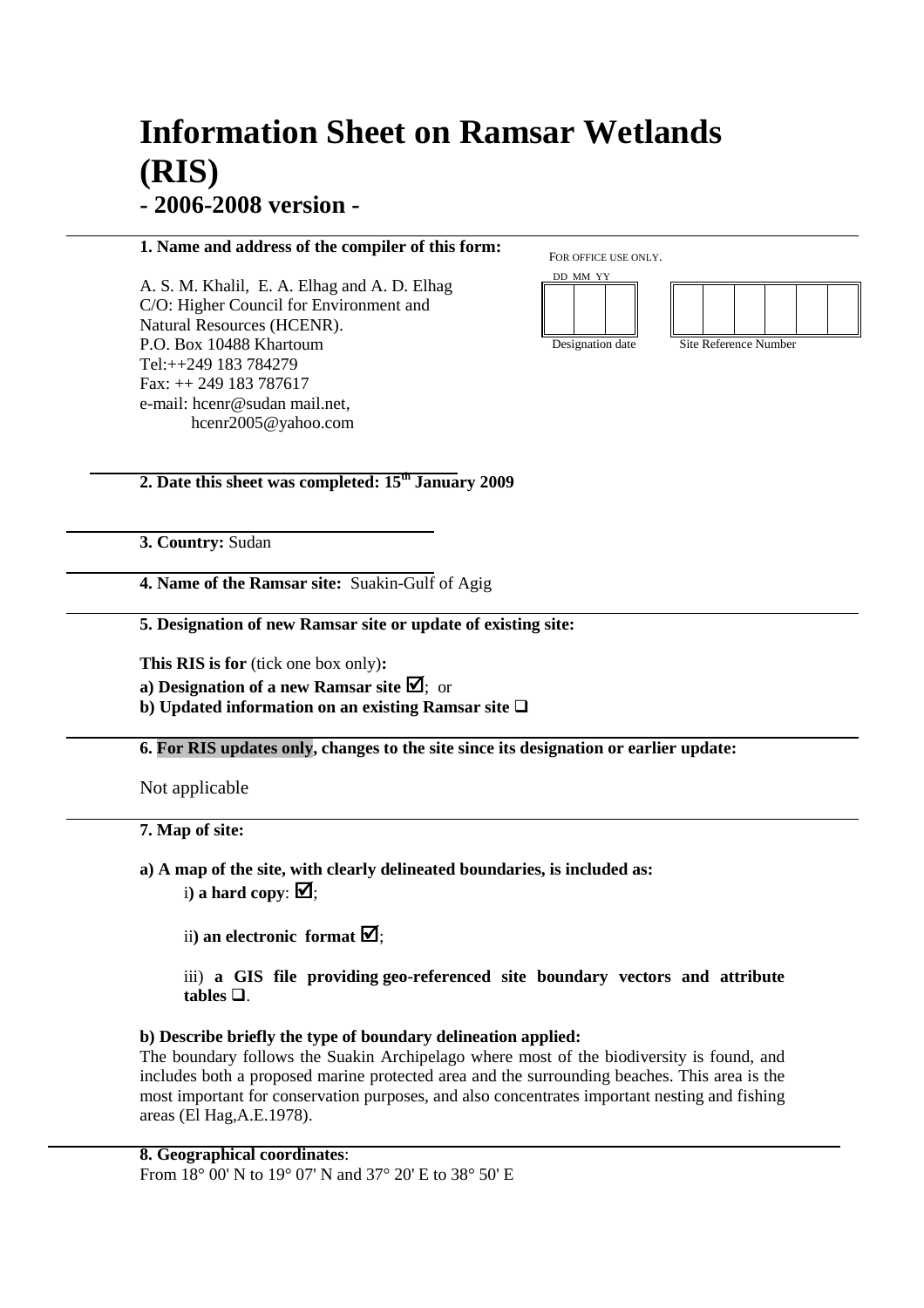# Information Sheet on Ramsar Wetlands (RIS)

## - 2006-2008 version -

**1. Name and address of the compiler of this form:**

A. S. M. Khalil, E. A. Elhag and A. D. Elhag
C/O: Higher Council for Environment and Natural Resources (HCENR).
P.O. Box 10488 Khartoum
Tel:++249 183 784279
Fax: ++ 249 183 787617
e-mail: hcenr@sudan mail.net,
hcenr2005@yahoo.com

FOR OFFICE USE ONLY.

| DD | MM | YY |
|---|---|---|
| | | |

Designation date

| | | | | | |
|---|---|---|---|---|---|
| | | | | | |

Site Reference Number

**2. Date this sheet was completed: 15th January 2009**

**3. Country:** Sudan

**4. Name of the Ramsar site:** Suakin-Gulf of Agig

**5. Designation of new Ramsar site or update of existing site:**

**This RIS is for** (tick one box only)**:**

**a) Designation of a new Ramsar site** ☑; or

**b) Updated information on an existing Ramsar site** ❑

**6. For RIS updates only, changes to the site since its designation or earlier update:**

Not applicable

**7. Map of site:**

**a) A map of the site, with clearly delineated boundaries, is included as:**

i**) a hard copy**: ☑;

ii**) an electronic format** ☑;

iii) **a GIS file providing geo-referenced site boundary vectors and attribute tables** ❑.

**b) Describe briefly the type of boundary delineation applied:**

The boundary follows the Suakin Archipelago where most of the biodiversity is found, and includes both a proposed marine protected area and the surrounding beaches. This area is the most important for conservation purposes, and also concentrates important nesting and fishing areas (El Hag,A.E.1978).

**8. Geographical coordinates**:

From 18° 00' N to 19° 07' N and 37° 20' E to 38° 50' E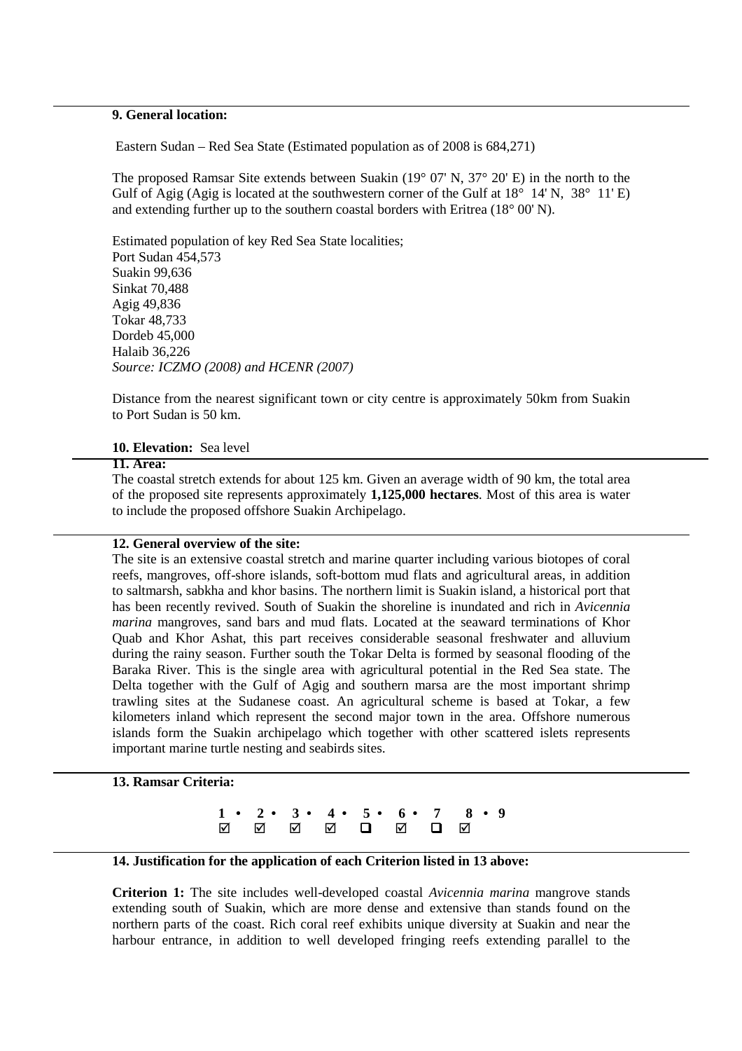**9. General location:**

Eastern Sudan – Red Sea State (Estimated population as of 2008 is 684,271)

The proposed Ramsar Site extends between Suakin (19° 07' N, 37° 20' E) in the north to the Gulf of Agig (Agig is located at the southwestern corner of the Gulf at 18° 14' N, 38° 11' E) and extending further up to the southern coastal borders with Eritrea (18° 00' N).

Estimated population of key Red Sea State localities;
Port Sudan 454,573
Suakin 99,636
Sinkat 70,488
Agig 49,836
Tokar 48,733
Dordeb 45,000
Halaib 36,226
*Source: ICZMO (2008) and HCENR (2007)*

Distance from the nearest significant town or city centre is approximately 50km from Suakin to Port Sudan is 50 km.

**10. Elevation:** Sea level

**11. Area:**

The coastal stretch extends for about 125 km. Given an average width of 90 km, the total area of the proposed site represents approximately **1,125,000 hectares**. Most of this area is water to include the proposed offshore Suakin Archipelago.

**12. General overview of the site:**

The site is an extensive coastal stretch and marine quarter including various biotopes of coral reefs, mangroves, off-shore islands, soft-bottom mud flats and agricultural areas, in addition to saltmarsh, sabkha and khor basins. The northern limit is Suakin island, a historical port that has been recently revived. South of Suakin the shoreline is inundated and rich in *Avicennia marina* mangroves, sand bars and mud flats. Located at the seaward terminations of Khor Quab and Khor Ashat, this part receives considerable seasonal freshwater and alluvium during the rainy season. Further south the Tokar Delta is formed by seasonal flooding of the Baraka River. This is the single area with agricultural potential in the Red Sea state. The Delta together with the Gulf of Agig and southern marsa are the most important shrimp trawling sites at the Sudanese coast. An agricultural scheme is based at Tokar, a few kilometers inland which represent the second major town in the area. Offshore numerous islands form the Suakin archipelago which together with other scattered islets represents important marine turtle nesting and seabirds sites.

**13. Ramsar Criteria:**

| 1 | 2 | 3 | 4 | 5 | 6 | 7 | 8 | 9 |
|---|---|---|---|---|---|---|---|---|
| ☑ | ☑ | ☑ | ☑ | ❑ | ☑ | ❑ | ☑ | |

**14. Justification for the application of each Criterion listed in 13 above:**

**Criterion 1:** The site includes well-developed coastal *Avicennia marina* mangrove stands extending south of Suakin, which are more dense and extensive than stands found on the northern parts of the coast. Rich coral reef exhibits unique diversity at Suakin and near the harbour entrance, in addition to well developed fringing reefs extending parallel to the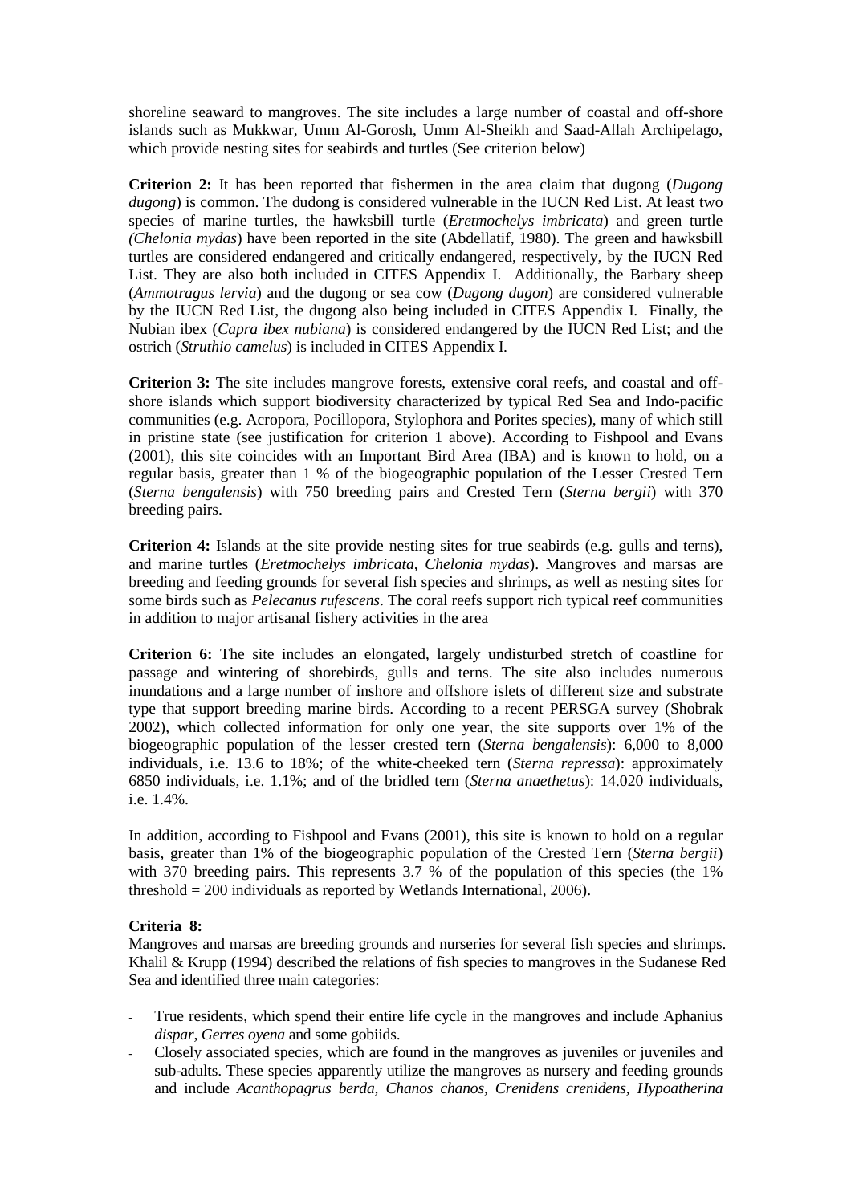shoreline seaward to mangroves. The site includes a large number of coastal and off-shore islands such as Mukkwar, Umm Al-Gorosh, Umm Al-Sheikh and Saad-Allah Archipelago, which provide nesting sites for seabirds and turtles (See criterion below)

**Criterion 2:** It has been reported that fishermen in the area claim that dugong (*Dugong dugong*) is common. The dudong is considered vulnerable in the IUCN Red List. At least two species of marine turtles, the hawksbill turtle (*Eretmochelys imbricata*) and green turtle *(Chelonia mydas*) have been reported in the site (Abdellatif, 1980). The green and hawksbill turtles are considered endangered and critically endangered, respectively, by the IUCN Red List. They are also both included in CITES Appendix I. Additionally, the Barbary sheep (*Ammotragus lervia*) and the dugong or sea cow (*Dugong dugon*) are considered vulnerable by the IUCN Red List, the dugong also being included in CITES Appendix I. Finally, the Nubian ibex (*Capra ibex nubiana*) is considered endangered by the IUCN Red List; and the ostrich (*Struthio camelus*) is included in CITES Appendix I.

**Criterion 3:** The site includes mangrove forests, extensive coral reefs, and coastal and off-shore islands which support biodiversity characterized by typical Red Sea and Indo-pacific communities (e.g. Acropora, Pocillopora, Stylophora and Porites species), many of which still in pristine state (see justification for criterion 1 above). According to Fishpool and Evans (2001), this site coincides with an Important Bird Area (IBA) and is known to hold, on a regular basis, greater than 1 % of the biogeographic population of the Lesser Crested Tern (*Sterna bengalensis*) with 750 breeding pairs and Crested Tern (*Sterna bergii*) with 370 breeding pairs.

**Criterion 4:** Islands at the site provide nesting sites for true seabirds (e.g. gulls and terns), and marine turtles (*Eretmochelys imbricata*, *Chelonia mydas*). Mangroves and marsas are breeding and feeding grounds for several fish species and shrimps, as well as nesting sites for some birds such as *Pelecanus rufescens*. The coral reefs support rich typical reef communities in addition to major artisanal fishery activities in the area

**Criterion 6:** The site includes an elongated, largely undisturbed stretch of coastline for passage and wintering of shorebirds, gulls and terns. The site also includes numerous inundations and a large number of inshore and offshore islets of different size and substrate type that support breeding marine birds. According to a recent PERSGA survey (Shobrak 2002), which collected information for only one year, the site supports over 1% of the biogeographic population of the lesser crested tern (*Sterna bengalensis*): 6,000 to 8,000 individuals, i.e. 13.6 to 18%; of the white-cheeked tern (*Sterna repressa*): approximately 6850 individuals, i.e. 1.1%; and of the bridled tern (*Sterna anaethetus*): 14.020 individuals, i.e. 1.4%.

In addition, according to Fishpool and Evans (2001), this site is known to hold on a regular basis, greater than 1% of the biogeographic population of the Crested Tern (*Sterna bergii*) with 370 breeding pairs. This represents 3.7 % of the population of this species (the 1% threshold = 200 individuals as reported by Wetlands International, 2006).

**Criteria 8:**

Mangroves and marsas are breeding grounds and nurseries for several fish species and shrimps. Khalil & Krupp (1994) described the relations of fish species to mangroves in the Sudanese Red Sea and identified three main categories:

- True residents, which spend their entire life cycle in the mangroves and include Aphanius *dispar, Gerres oyena* and some gobiids.
- Closely associated species, which are found in the mangroves as juveniles or juveniles and sub-adults. These species apparently utilize the mangroves as nursery and feeding grounds and include *Acanthopagrus berda, Chanos chanos, Crenidens crenidens*, *Hypoatherina*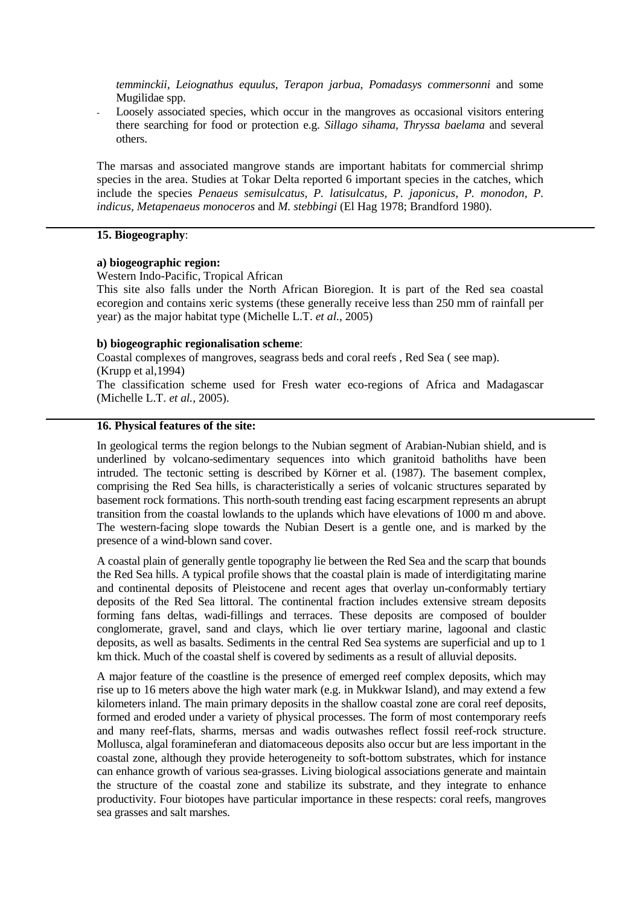*temminckii, Leiognathus equulus, Terapon jarbua, Pomadasys commersonni* and some Mugilidae spp.

- Loosely associated species, which occur in the mangroves as occasional visitors entering there searching for food or protection e.g. *Sillago sihama, Thryssa baelama* and several others.

The marsas and associated mangrove stands are important habitats for commercial shrimp species in the area. Studies at Tokar Delta reported 6 important species in the catches, which include the species *Penaeus semisulcatus, P. latisulcatus, P. japonicus, P. monodon, P. indicus, Metapenaeus monoceros* and *M. stebbingi* (El Hag 1978; Brandford 1980).

---

**15. Biogeography**:

**a) biogeographic region:**

Western Indo-Pacific, Tropical African

This site also falls under the North African Bioregion. It is part of the Red sea coastal ecoregion and contains xeric systems (these generally receive less than 250 mm of rainfall per year) as the major habitat type (Michelle L.T. *et al.*, 2005)

**b) biogeographic regionalisation scheme**:

Coastal complexes of mangroves, seagrass beds and coral reefs , Red Sea ( see map).
(Krupp et al,1994)

The classification scheme used for Fresh water eco-regions of Africa and Madagascar (Michelle L.T. *et al.*, 2005).

---

**16. Physical features of the site:**

In geological terms the region belongs to the Nubian segment of Arabian-Nubian shield, and is underlined by volcano-sedimentary sequences into which granitoid batholiths have been intruded. The tectonic setting is described by Körner et al. (1987). The basement complex, comprising the Red Sea hills, is characteristically a series of volcanic structures separated by basement rock formations. This north-south trending east facing escarpment represents an abrupt transition from the coastal lowlands to the uplands which have elevations of 1000 m and above. The western-facing slope towards the Nubian Desert is a gentle one, and is marked by the presence of a wind-blown sand cover.

A coastal plain of generally gentle topography lie between the Red Sea and the scarp that bounds the Red Sea hills. A typical profile shows that the coastal plain is made of interdigitating marine and continental deposits of Pleistocene and recent ages that overlay un-conformably tertiary deposits of the Red Sea littoral. The continental fraction includes extensive stream deposits forming fans deltas, wadi-fillings and terraces. These deposits are composed of boulder conglomerate, gravel, sand and clays, which lie over tertiary marine, lagoonal and clastic deposits, as well as basalts. Sediments in the central Red Sea systems are superficial and up to 1 km thick. Much of the coastal shelf is covered by sediments as a result of alluvial deposits.

A major feature of the coastline is the presence of emerged reef complex deposits, which may rise up to 16 meters above the high water mark (e.g. in Mukkwar Island), and may extend a few kilometers inland. The main primary deposits in the shallow coastal zone are coral reef deposits, formed and eroded under a variety of physical processes. The form of most contemporary reefs and many reef-flats, sharms, mersas and wadis outwashes reflect fossil reef-rock structure. Mollusca, algal foramineferan and diatomaceous deposits also occur but are less important in the coastal zone, although they provide heterogeneity to soft-bottom substrates, which for instance can enhance growth of various sea-grasses. Living biological associations generate and maintain the structure of the coastal zone and stabilize its substrate, and they integrate to enhance productivity. Four biotopes have particular importance in these respects: coral reefs, mangroves sea grasses and salt marshes.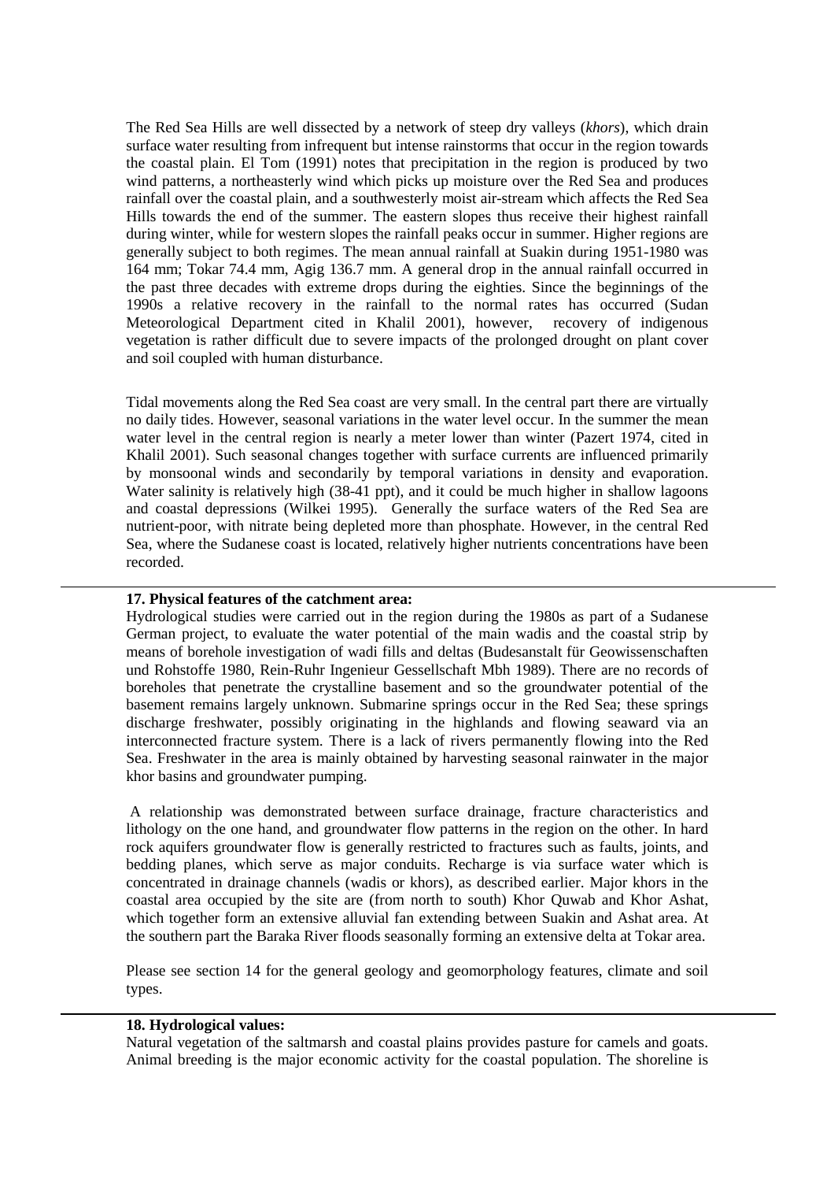The Red Sea Hills are well dissected by a network of steep dry valleys (*khors*), which drain surface water resulting from infrequent but intense rainstorms that occur in the region towards the coastal plain. El Tom (1991) notes that precipitation in the region is produced by two wind patterns, a northeasterly wind which picks up moisture over the Red Sea and produces rainfall over the coastal plain, and a southwesterly moist air-stream which affects the Red Sea Hills towards the end of the summer. The eastern slopes thus receive their highest rainfall during winter, while for western slopes the rainfall peaks occur in summer. Higher regions are generally subject to both regimes. The mean annual rainfall at Suakin during 1951-1980 was 164 mm; Tokar 74.4 mm, Agig 136.7 mm. A general drop in the annual rainfall occurred in the past three decades with extreme drops during the eighties. Since the beginnings of the 1990s a relative recovery in the rainfall to the normal rates has occurred (Sudan Meteorological Department cited in Khalil 2001), however, recovery of indigenous vegetation is rather difficult due to severe impacts of the prolonged drought on plant cover and soil coupled with human disturbance.

Tidal movements along the Red Sea coast are very small. In the central part there are virtually no daily tides. However, seasonal variations in the water level occur. In the summer the mean water level in the central region is nearly a meter lower than winter (Pazert 1974, cited in Khalil 2001). Such seasonal changes together with surface currents are influenced primarily by monsoonal winds and secondarily by temporal variations in density and evaporation. Water salinity is relatively high (38-41 ppt), and it could be much higher in shallow lagoons and coastal depressions (Wilkei 1995). Generally the surface waters of the Red Sea are nutrient-poor, with nitrate being depleted more than phosphate. However, in the central Red Sea, where the Sudanese coast is located, relatively higher nutrients concentrations have been recorded.

**17. Physical features of the catchment area:**

Hydrological studies were carried out in the region during the 1980s as part of a Sudanese German project, to evaluate the water potential of the main wadis and the coastal strip by means of borehole investigation of wadi fills and deltas (Budesanstalt für Geowissenschaften und Rohstoffe 1980, Rein-Ruhr Ingenieur Gessellschaft Mbh 1989). There are no records of boreholes that penetrate the crystalline basement and so the groundwater potential of the basement remains largely unknown. Submarine springs occur in the Red Sea; these springs discharge freshwater, possibly originating in the highlands and flowing seaward via an interconnected fracture system. There is a lack of rivers permanently flowing into the Red Sea. Freshwater in the area is mainly obtained by harvesting seasonal rainwater in the major khor basins and groundwater pumping.

A relationship was demonstrated between surface drainage, fracture characteristics and lithology on the one hand, and groundwater flow patterns in the region on the other. In hard rock aquifers groundwater flow is generally restricted to fractures such as faults, joints, and bedding planes, which serve as major conduits. Recharge is via surface water which is concentrated in drainage channels (wadis or khors), as described earlier. Major khors in the coastal area occupied by the site are (from north to south) Khor Quwab and Khor Ashat, which together form an extensive alluvial fan extending between Suakin and Ashat area. At the southern part the Baraka River floods seasonally forming an extensive delta at Tokar area.

Please see section 14 for the general geology and geomorphology features, climate and soil types.

**18. Hydrological values:**

Natural vegetation of the saltmarsh and coastal plains provides pasture for camels and goats. Animal breeding is the major economic activity for the coastal population. The shoreline is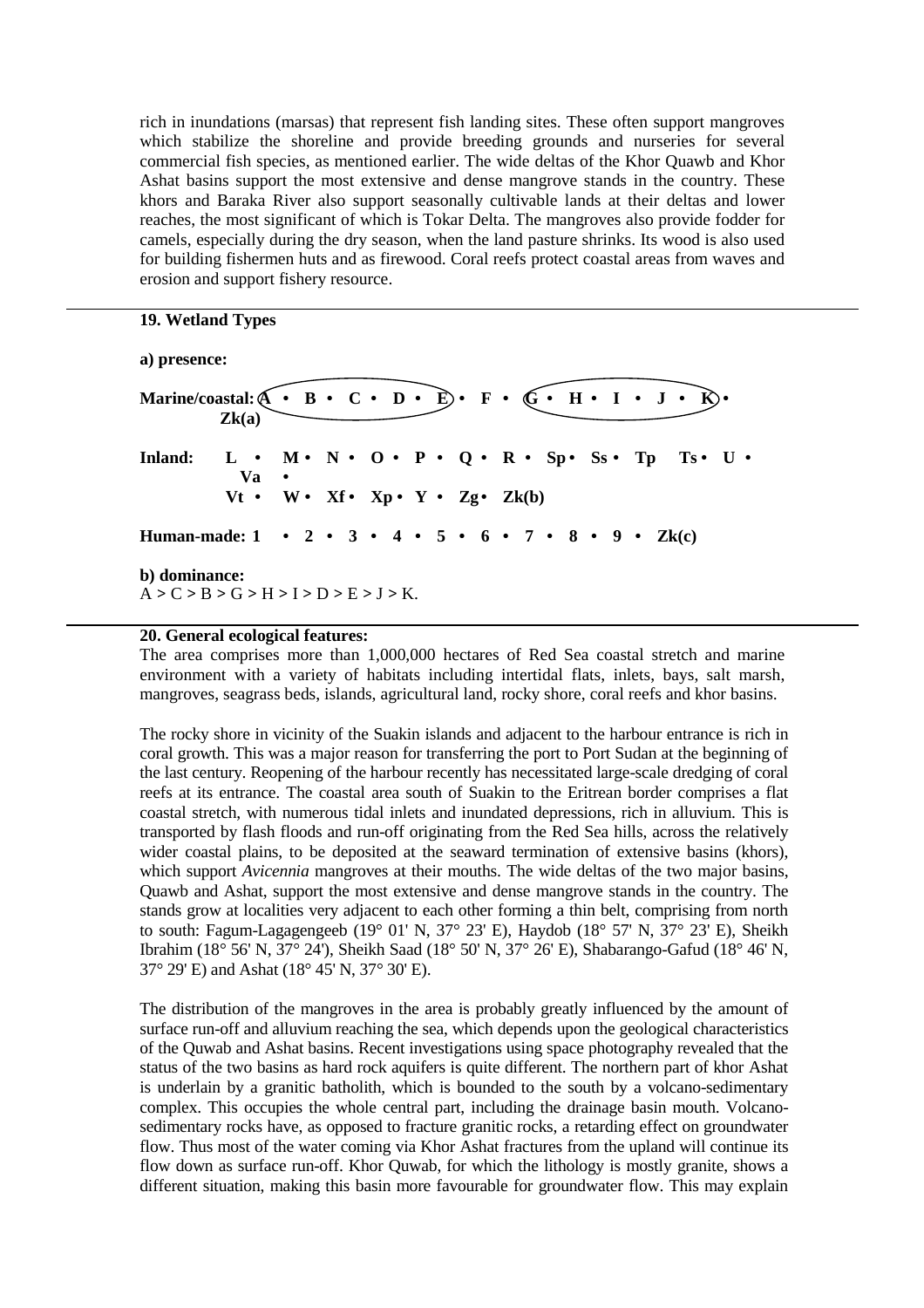rich in inundations (marsas) that represent fish landing sites. These often support mangroves which stabilize the shoreline and provide breeding grounds and nurseries for several commercial fish species, as mentioned earlier. The wide deltas of the Khor Quawb and Khor Ashat basins support the most extensive and dense mangrove stands in the country. These khors and Baraka River also support seasonally cultivable lands at their deltas and lower reaches, the most significant of which is Tokar Delta. The mangroves also provide fodder for camels, especially during the dry season, when the land pasture shrinks. Its wood is also used for building fishermen huts and as firewood. Coral reefs protect coastal areas from waves and erosion and support fishery resource.

**19. Wetland Types**

**a) presence:**

**Marine/coastal:** **A • B • C • D • E • F • G • H • I • J • K • Zk(a)**

**Inland:** **L • M • N • O • P • Q • R • Sp • Ss • Tp Ts • U • Va • Vt • W • Xf • Xp • Y • Zg • Zk(b)**

**Human-made:** **1 • 2 • 3 • 4 • 5 • 6 • 7 • 8 • 9 • Zk(c)**

**b) dominance:**

A > C > B > G > H > I > D > E > J > K.

**20. General ecological features:**

The area comprises more than 1,000,000 hectares of Red Sea coastal stretch and marine environment with a variety of habitats including intertidal flats, inlets, bays, salt marsh, mangroves, seagrass beds, islands, agricultural land, rocky shore, coral reefs and khor basins.

The rocky shore in vicinity of the Suakin islands and adjacent to the harbour entrance is rich in coral growth. This was a major reason for transferring the port to Port Sudan at the beginning of the last century. Reopening of the harbour recently has necessitated large-scale dredging of coral reefs at its entrance. The coastal area south of Suakin to the Eritrean border comprises a flat coastal stretch, with numerous tidal inlets and inundated depressions, rich in alluvium. This is transported by flash floods and run-off originating from the Red Sea hills, across the relatively wider coastal plains, to be deposited at the seaward termination of extensive basins (khors), which support *Avicennia* mangroves at their mouths. The wide deltas of the two major basins, Quawb and Ashat, support the most extensive and dense mangrove stands in the country. The stands grow at localities very adjacent to each other forming a thin belt, comprising from north to south: Fagum-Lagagengeeb (19° 01' N, 37° 23' E), Haydob (18° 57' N, 37° 23' E), Sheikh Ibrahim (18° 56' N, 37° 24'), Sheikh Saad (18° 50' N, 37° 26' E), Shabarango-Gafud (18° 46' N, 37° 29' E) and Ashat (18° 45' N, 37° 30' E).

The distribution of the mangroves in the area is probably greatly influenced by the amount of surface run-off and alluvium reaching the sea, which depends upon the geological characteristics of the Quwab and Ashat basins. Recent investigations using space photography revealed that the status of the two basins as hard rock aquifers is quite different. The northern part of khor Ashat is underlain by a granitic batholith, which is bounded to the south by a volcano-sedimentary complex. This occupies the whole central part, including the drainage basin mouth. Volcano-sedimentary rocks have, as opposed to fracture granitic rocks, a retarding effect on groundwater flow. Thus most of the water coming via Khor Ashat fractures from the upland will continue its flow down as surface run-off. Khor Quwab, for which the lithology is mostly granite, shows a different situation, making this basin more favourable for groundwater flow. This may explain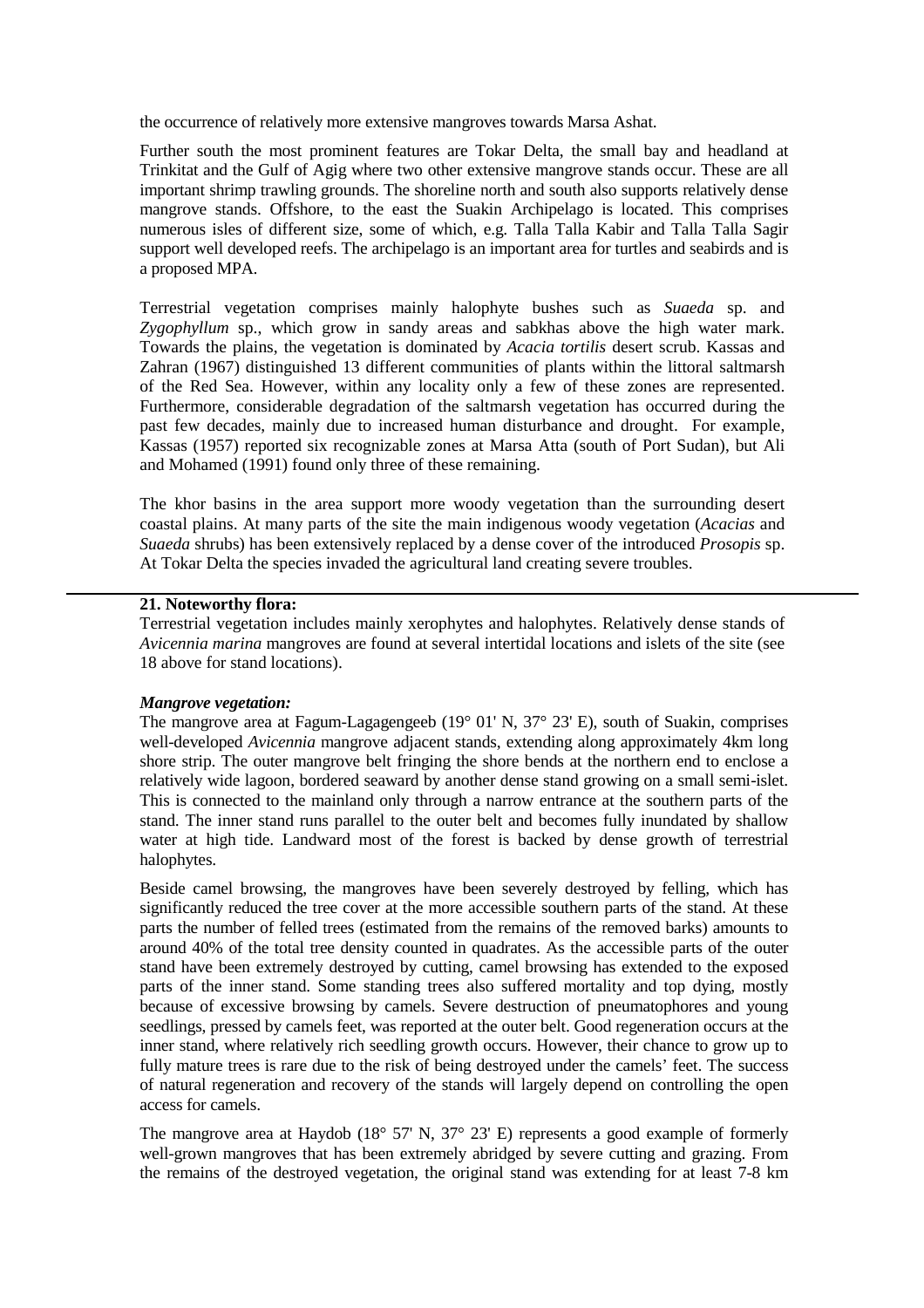the occurrence of relatively more extensive mangroves towards Marsa Ashat.

Further south the most prominent features are Tokar Delta, the small bay and headland at Trinkitat and the Gulf of Agig where two other extensive mangrove stands occur. These are all important shrimp trawling grounds. The shoreline north and south also supports relatively dense mangrove stands. Offshore, to the east the Suakin Archipelago is located. This comprises numerous isles of different size, some of which, e.g. Talla Talla Kabir and Talla Talla Sagir support well developed reefs. The archipelago is an important area for turtles and seabirds and is a proposed MPA.

Terrestrial vegetation comprises mainly halophyte bushes such as *Suaeda* sp. and *Zygophyllum* sp., which grow in sandy areas and sabkhas above the high water mark. Towards the plains, the vegetation is dominated by *Acacia tortilis* desert scrub. Kassas and Zahran (1967) distinguished 13 different communities of plants within the littoral saltmarsh of the Red Sea. However, within any locality only a few of these zones are represented. Furthermore, considerable degradation of the saltmarsh vegetation has occurred during the past few decades, mainly due to increased human disturbance and drought. For example, Kassas (1957) reported six recognizable zones at Marsa Atta (south of Port Sudan), but Ali and Mohamed (1991) found only three of these remaining.

The khor basins in the area support more woody vegetation than the surrounding desert coastal plains. At many parts of the site the main indigenous woody vegetation (*Acacias* and *Suaeda* shrubs) has been extensively replaced by a dense cover of the introduced *Prosopis* sp. At Tokar Delta the species invaded the agricultural land creating severe troubles.

---

**21. Noteworthy flora:**

Terrestrial vegetation includes mainly xerophytes and halophytes. Relatively dense stands of *Avicennia marina* mangroves are found at several intertidal locations and islets of the site (see 18 above for stand locations).

***Mangrove vegetation:***

The mangrove area at Fagum-Lagagengeeb (19° 01' N, 37° 23' E), south of Suakin, comprises well-developed *Avicennia* mangrove adjacent stands, extending along approximately 4km long shore strip. The outer mangrove belt fringing the shore bends at the northern end to enclose a relatively wide lagoon, bordered seaward by another dense stand growing on a small semi-islet. This is connected to the mainland only through a narrow entrance at the southern parts of the stand. The inner stand runs parallel to the outer belt and becomes fully inundated by shallow water at high tide. Landward most of the forest is backed by dense growth of terrestrial halophytes.

Beside camel browsing, the mangroves have been severely destroyed by felling, which has significantly reduced the tree cover at the more accessible southern parts of the stand. At these parts the number of felled trees (estimated from the remains of the removed barks) amounts to around 40% of the total tree density counted in quadrates. As the accessible parts of the outer stand have been extremely destroyed by cutting, camel browsing has extended to the exposed parts of the inner stand. Some standing trees also suffered mortality and top dying, mostly because of excessive browsing by camels. Severe destruction of pneumatophores and young seedlings, pressed by camels feet, was reported at the outer belt. Good regeneration occurs at the inner stand, where relatively rich seedling growth occurs. However, their chance to grow up to fully mature trees is rare due to the risk of being destroyed under the camels' feet. The success of natural regeneration and recovery of the stands will largely depend on controlling the open access for camels.

The mangrove area at Haydob (18° 57' N, 37° 23' E) represents a good example of formerly well-grown mangroves that has been extremely abridged by severe cutting and grazing. From the remains of the destroyed vegetation, the original stand was extending for at least 7-8 km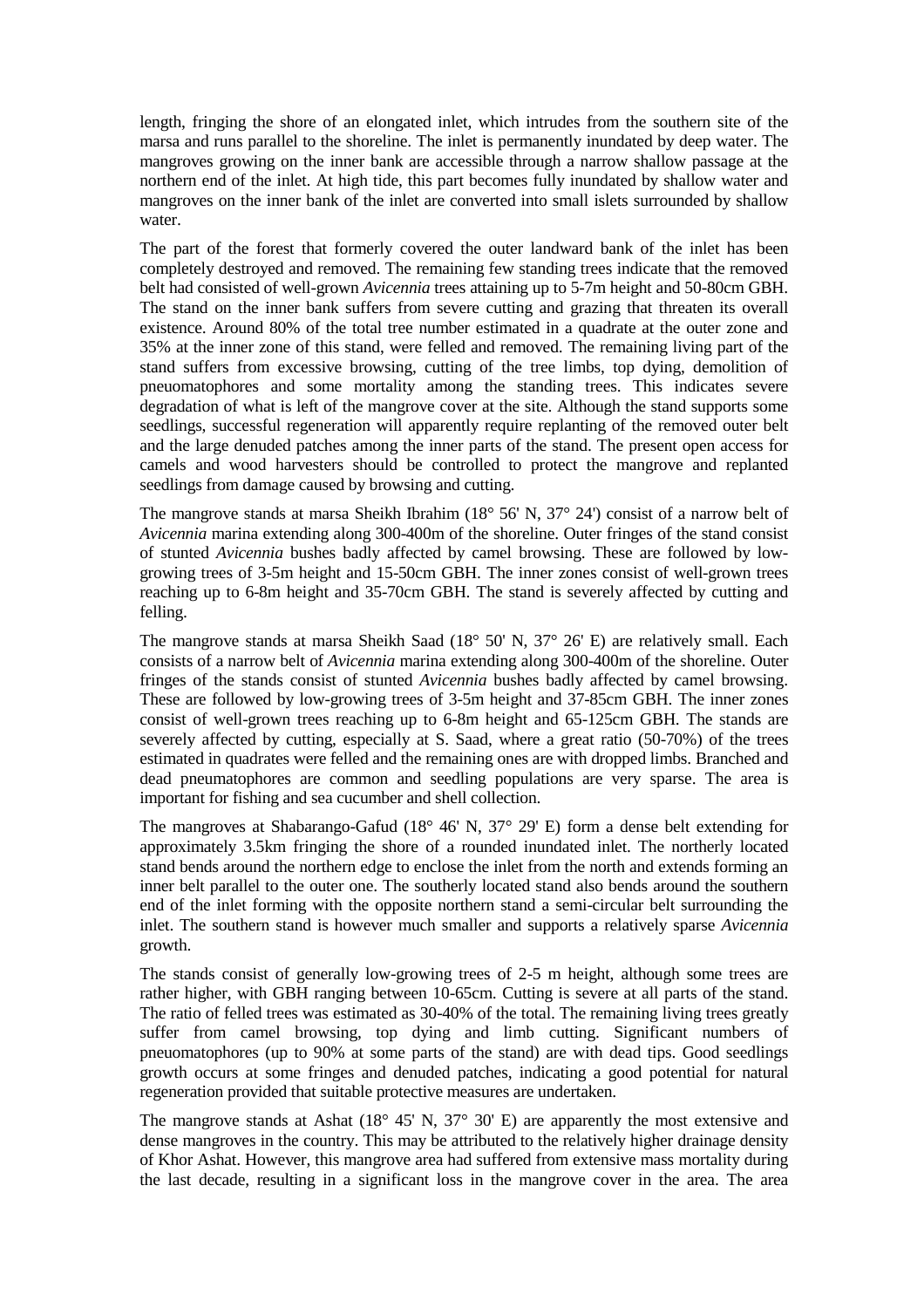length, fringing the shore of an elongated inlet, which intrudes from the southern site of the marsa and runs parallel to the shoreline. The inlet is permanently inundated by deep water. The mangroves growing on the inner bank are accessible through a narrow shallow passage at the northern end of the inlet. At high tide, this part becomes fully inundated by shallow water and mangroves on the inner bank of the inlet are converted into small islets surrounded by shallow water.

The part of the forest that formerly covered the outer landward bank of the inlet has been completely destroyed and removed. The remaining few standing trees indicate that the removed belt had consisted of well-grown *Avicennia* trees attaining up to 5-7m height and 50-80cm GBH. The stand on the inner bank suffers from severe cutting and grazing that threaten its overall existence. Around 80% of the total tree number estimated in a quadrate at the outer zone and 35% at the inner zone of this stand, were felled and removed. The remaining living part of the stand suffers from excessive browsing, cutting of the tree limbs, top dying, demolition of pneuomatophores and some mortality among the standing trees. This indicates severe degradation of what is left of the mangrove cover at the site. Although the stand supports some seedlings, successful regeneration will apparently require replanting of the removed outer belt and the large denuded patches among the inner parts of the stand. The present open access for camels and wood harvesters should be controlled to protect the mangrove and replanted seedlings from damage caused by browsing and cutting.

The mangrove stands at marsa Sheikh Ibrahim (18° 56' N, 37° 24') consist of a narrow belt of *Avicennia* marina extending along 300-400m of the shoreline. Outer fringes of the stand consist of stunted *Avicennia* bushes badly affected by camel browsing. These are followed by low-growing trees of 3-5m height and 15-50cm GBH. The inner zones consist of well-grown trees reaching up to 6-8m height and 35-70cm GBH. The stand is severely affected by cutting and felling.

The mangrove stands at marsa Sheikh Saad (18° 50' N, 37° 26' E) are relatively small. Each consists of a narrow belt of *Avicennia* marina extending along 300-400m of the shoreline. Outer fringes of the stands consist of stunted *Avicennia* bushes badly affected by camel browsing. These are followed by low-growing trees of 3-5m height and 37-85cm GBH. The inner zones consist of well-grown trees reaching up to 6-8m height and 65-125cm GBH. The stands are severely affected by cutting, especially at S. Saad, where a great ratio (50-70%) of the trees estimated in quadrates were felled and the remaining ones are with dropped limbs. Branched and dead pneumatophores are common and seedling populations are very sparse. The area is important for fishing and sea cucumber and shell collection.

The mangroves at Shabarango-Gafud (18° 46' N, 37° 29' E) form a dense belt extending for approximately 3.5km fringing the shore of a rounded inundated inlet. The northerly located stand bends around the northern edge to enclose the inlet from the north and extends forming an inner belt parallel to the outer one. The southerly located stand also bends around the southern end of the inlet forming with the opposite northern stand a semi-circular belt surrounding the inlet. The southern stand is however much smaller and supports a relatively sparse *Avicennia* growth.

The stands consist of generally low-growing trees of 2-5 m height, although some trees are rather higher, with GBH ranging between 10-65cm. Cutting is severe at all parts of the stand. The ratio of felled trees was estimated as 30-40% of the total. The remaining living trees greatly suffer from camel browsing, top dying and limb cutting. Significant numbers of pneuomatophores (up to 90% at some parts of the stand) are with dead tips. Good seedlings growth occurs at some fringes and denuded patches, indicating a good potential for natural regeneration provided that suitable protective measures are undertaken.

The mangrove stands at Ashat (18° 45' N, 37° 30' E) are apparently the most extensive and dense mangroves in the country. This may be attributed to the relatively higher drainage density of Khor Ashat. However, this mangrove area had suffered from extensive mass mortality during the last decade, resulting in a significant loss in the mangrove cover in the area. The area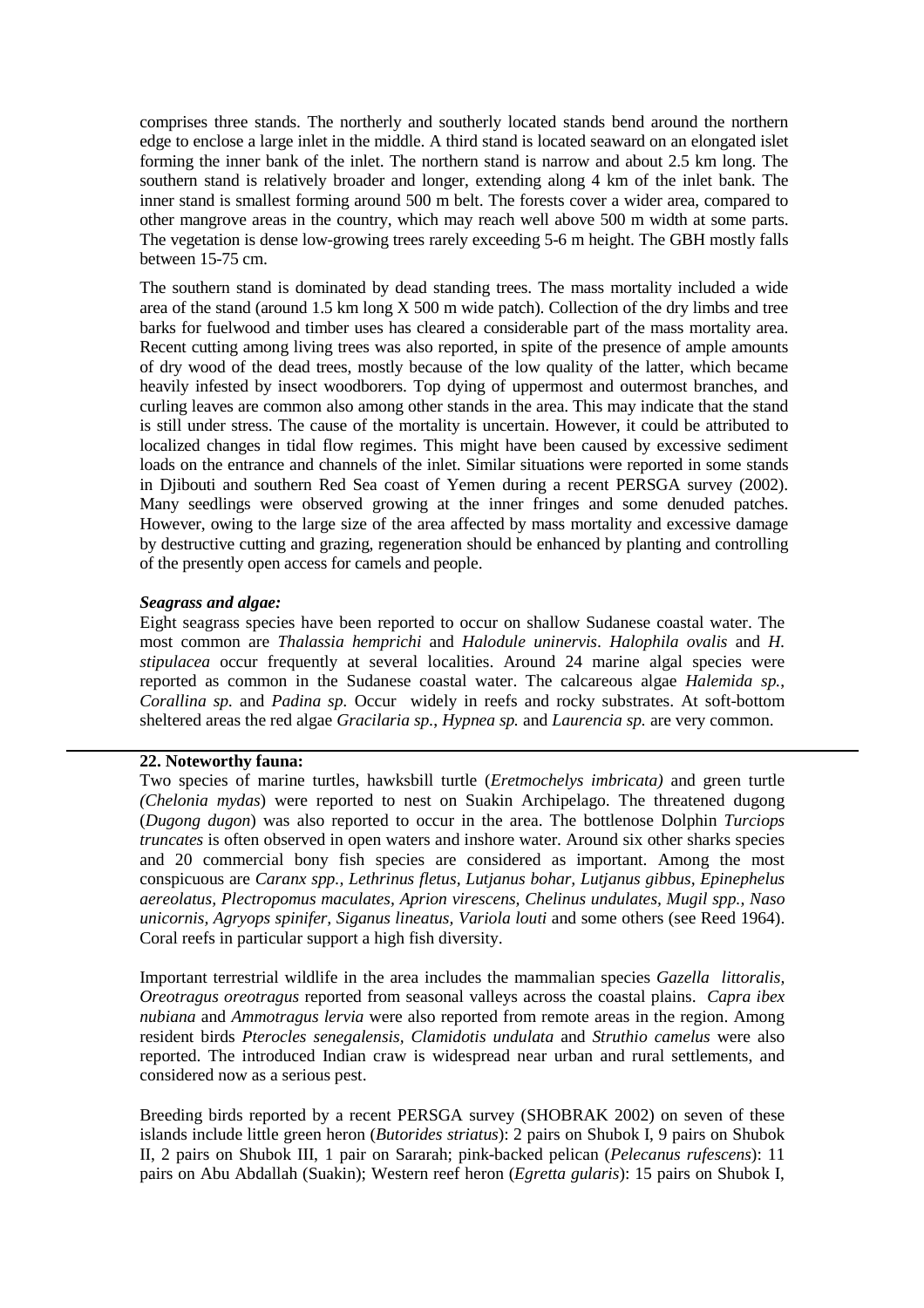comprises three stands. The northerly and southerly located stands bend around the northern edge to enclose a large inlet in the middle. A third stand is located seaward on an elongated islet forming the inner bank of the inlet. The northern stand is narrow and about 2.5 km long. The southern stand is relatively broader and longer, extending along 4 km of the inlet bank. The inner stand is smallest forming around 500 m belt. The forests cover a wider area, compared to other mangrove areas in the country, which may reach well above 500 m width at some parts. The vegetation is dense low-growing trees rarely exceeding 5-6 m height. The GBH mostly falls between 15-75 cm.

The southern stand is dominated by dead standing trees. The mass mortality included a wide area of the stand (around 1.5 km long X 500 m wide patch). Collection of the dry limbs and tree barks for fuelwood and timber uses has cleared a considerable part of the mass mortality area. Recent cutting among living trees was also reported, in spite of the presence of ample amounts of dry wood of the dead trees, mostly because of the low quality of the latter, which became heavily infested by insect woodborers. Top dying of uppermost and outermost branches, and curling leaves are common also among other stands in the area. This may indicate that the stand is still under stress. The cause of the mortality is uncertain. However, it could be attributed to localized changes in tidal flow regimes. This might have been caused by excessive sediment loads on the entrance and channels of the inlet. Similar situations were reported in some stands in Djibouti and southern Red Sea coast of Yemen during a recent PERSGA survey (2002). Many seedlings were observed growing at the inner fringes and some denuded patches. However, owing to the large size of the area affected by mass mortality and excessive damage by destructive cutting and grazing, regeneration should be enhanced by planting and controlling of the presently open access for camels and people.

***Seagrass and algae:***

Eight seagrass species have been reported to occur on shallow Sudanese coastal water. The most common are *Thalassia hemprichi* and *Halodule uninervis*. *Halophila ovalis* and *H. stipulacea* occur frequently at several localities. Around 24 marine algal species were reported as common in the Sudanese coastal water. The calcareous algae *Halemida sp.*, *Corallina sp.* and *Padina sp.* Occur widely in reefs and rocky substrates. At soft-bottom sheltered areas the red algae *Gracilaria sp.*, *Hypnea sp.* and *Laurencia sp.* are very common.

---

**22. Noteworthy fauna:**

Two species of marine turtles, hawksbill turtle (*Eretmochelys imbricata)* and green turtle *(Chelonia mydas*) were reported to nest on Suakin Archipelago. The threatened dugong (*Dugong dugon*) was also reported to occur in the area. The bottlenose Dolphin *Turciops truncates* is often observed in open waters and inshore water. Around six other sharks species and 20 commercial bony fish species are considered as important. Among the most conspicuous are *Caranx spp., Lethrinus fletus, Lutjanus bohar, Lutjanus gibbus, Epinephelus aereolatus, Plectropomus maculates, Aprion virescens, Chelinus undulates, Mugil spp., Naso unicornis, Agryops spinifer, Siganus lineatus, Variola louti* and some others (see Reed 1964). Coral reefs in particular support a high fish diversity.

Important terrestrial wildlife in the area includes the mammalian species *Gazella littoralis, Oreotragus oreotragus* reported from seasonal valleys across the coastal plains. *Capra ibex nubiana* and *Ammotragus lervia* were also reported from remote areas in the region. Among resident birds *Pterocles senegalensis, Clamidotis undulata* and *Struthio camelus* were also reported. The introduced Indian craw is widespread near urban and rural settlements, and considered now as a serious pest.

Breeding birds reported by a recent PERSGA survey (SHOBRAK 2002) on seven of these islands include little green heron (*Butorides striatus*): 2 pairs on Shubok I, 9 pairs on Shubok II, 2 pairs on Shubok III, 1 pair on Sararah; pink-backed pelican (*Pelecanus rufescens*): 11 pairs on Abu Abdallah (Suakin); Western reef heron (*Egretta gularis*): 15 pairs on Shubok I,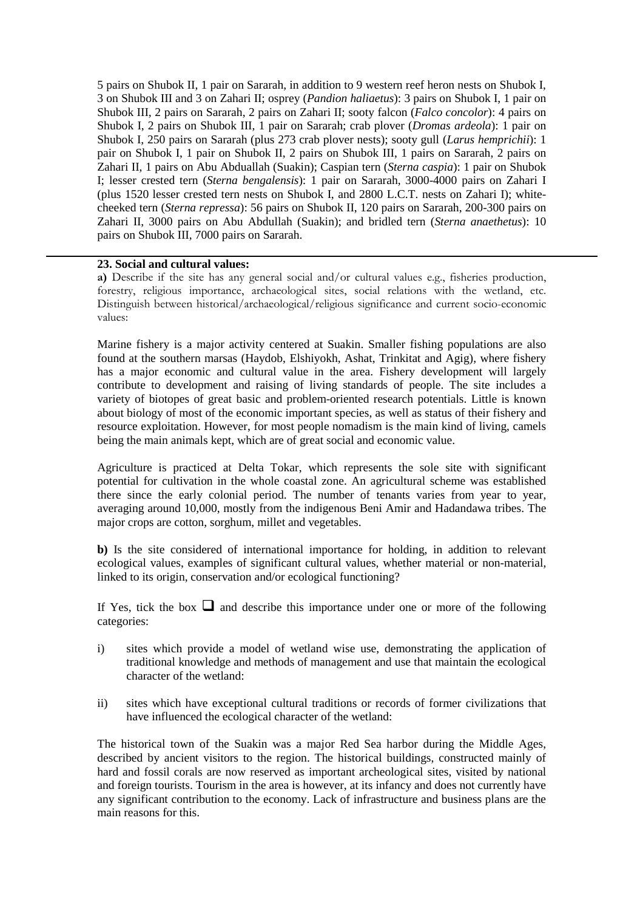5 pairs on Shubok II, 1 pair on Sararah, in addition to 9 western reef heron nests on Shubok I, 3 on Shubok III and 3 on Zahari II; osprey (*Pandion haliaetus*): 3 pairs on Shubok I, 1 pair on Shubok III, 2 pairs on Sararah, 2 pairs on Zahari II; sooty falcon (*Falco concolor*): 4 pairs on Shubok I, 2 pairs on Shubok III, 1 pair on Sararah; crab plover (*Dromas ardeola*): 1 pair on Shubok I, 250 pairs on Sararah (plus 273 crab plover nests); sooty gull (*Larus hemprichii*): 1 pair on Shubok I, 1 pair on Shubok II, 2 pairs on Shubok III, 1 pairs on Sararah, 2 pairs on Zahari II, 1 pairs on Abu Abduallah (Suakin); Caspian tern (*Sterna caspia*): 1 pair on Shubok I; lesser crested tern (*Sterna bengalensis*): 1 pair on Sararah, 3000-4000 pairs on Zahari I (plus 1520 lesser crested tern nests on Shubok I, and 2800 L.C.T. nests on Zahari I); white-cheeked tern (*Sterna repressa*): 56 pairs on Shubok II, 120 pairs on Sararah, 200-300 pairs on Zahari II, 3000 pairs on Abu Abdullah (Suakin); and bridled tern (*Sterna anaethetus*): 10 pairs on Shubok III, 7000 pairs on Sararah.

---

**23. Social and cultural values:**

**a)** Describe if the site has any general social and/or cultural values e.g., fisheries production, forestry, religious importance, archaeological sites, social relations with the wetland, etc. Distinguish between historical/archaeological/religious significance and current socio-economic values:

Marine fishery is a major activity centered at Suakin. Smaller fishing populations are also found at the southern marsas (Haydob, Elshiyokh, Ashat, Trinkitat and Agig), where fishery has a major economic and cultural value in the area. Fishery development will largely contribute to development and raising of living standards of people. The site includes a variety of biotopes of great basic and problem-oriented research potentials. Little is known about biology of most of the economic important species, as well as status of their fishery and resource exploitation. However, for most people nomadism is the main kind of living, camels being the main animals kept, which are of great social and economic value.

Agriculture is practiced at Delta Tokar, which represents the sole site with significant potential for cultivation in the whole coastal zone. An agricultural scheme was established there since the early colonial period. The number of tenants varies from year to year, averaging around 10,000, mostly from the indigenous Beni Amir and Hadandawa tribes. The major crops are cotton, sorghum, millet and vegetables.

**b)** Is the site considered of international importance for holding, in addition to relevant ecological values, examples of significant cultural values, whether material or non-material, linked to its origin, conservation and/or ecological functioning?

If Yes, tick the box ❑ and describe this importance under one or more of the following categories:

i) sites which provide a model of wetland wise use, demonstrating the application of traditional knowledge and methods of management and use that maintain the ecological character of the wetland:

ii) sites which have exceptional cultural traditions or records of former civilizations that have influenced the ecological character of the wetland:

The historical town of the Suakin was a major Red Sea harbor during the Middle Ages, described by ancient visitors to the region. The historical buildings, constructed mainly of hard and fossil corals are now reserved as important archeological sites, visited by national and foreign tourists. Tourism in the area is however, at its infancy and does not currently have any significant contribution to the economy. Lack of infrastructure and business plans are the main reasons for this.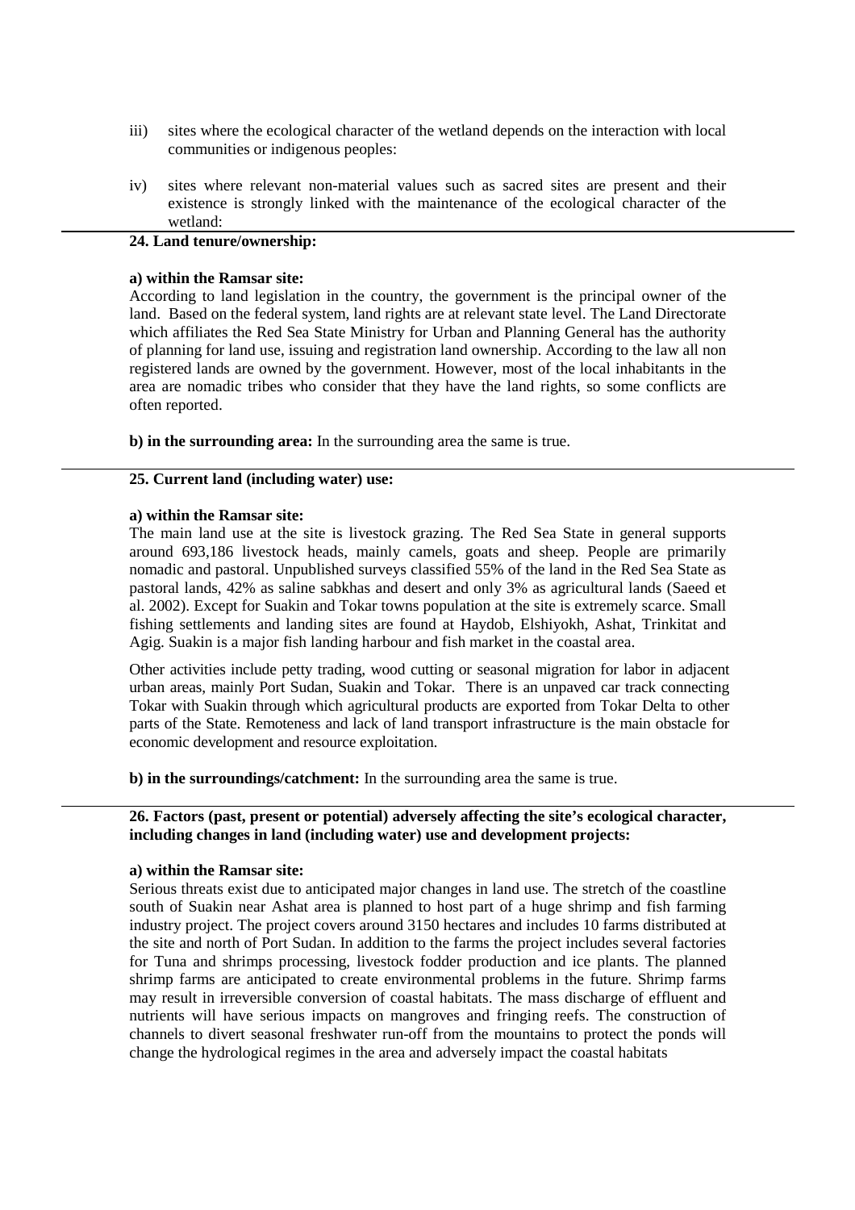iii) sites where the ecological character of the wetland depends on the interaction with local communities or indigenous peoples:

iv) sites where relevant non-material values such as sacred sites are present and their existence is strongly linked with the maintenance of the ecological character of the wetland:

**24. Land tenure/ownership:**

**a) within the Ramsar site:**
According to land legislation in the country, the government is the principal owner of the land. Based on the federal system, land rights are at relevant state level. The Land Directorate which affiliates the Red Sea State Ministry for Urban and Planning General has the authority of planning for land use, issuing and registration land ownership. According to the law all non registered lands are owned by the government. However, most of the local inhabitants in the area are nomadic tribes who consider that they have the land rights, so some conflicts are often reported.

**b) in the surrounding area:** In the surrounding area the same is true.

**25. Current land (including water) use:**

**a) within the Ramsar site:**
The main land use at the site is livestock grazing. The Red Sea State in general supports around 693,186 livestock heads, mainly camels, goats and sheep. People are primarily nomadic and pastoral. Unpublished surveys classified 55% of the land in the Red Sea State as pastoral lands, 42% as saline sabkhas and desert and only 3% as agricultural lands (Saeed et al. 2002). Except for Suakin and Tokar towns population at the site is extremely scarce. Small fishing settlements and landing sites are found at Haydob, Elshiyokh, Ashat, Trinkitat and Agig. Suakin is a major fish landing harbour and fish market in the coastal area.

Other activities include petty trading, wood cutting or seasonal migration for labor in adjacent urban areas, mainly Port Sudan, Suakin and Tokar. There is an unpaved car track connecting Tokar with Suakin through which agricultural products are exported from Tokar Delta to other parts of the State. Remoteness and lack of land transport infrastructure is the main obstacle for economic development and resource exploitation.

**b) in the surroundings/catchment:** In the surrounding area the same is true.

**26. Factors (past, present or potential) adversely affecting the site's ecological character, including changes in land (including water) use and development projects:**

**a) within the Ramsar site:**
Serious threats exist due to anticipated major changes in land use. The stretch of the coastline south of Suakin near Ashat area is planned to host part of a huge shrimp and fish farming industry project. The project covers around 3150 hectares and includes 10 farms distributed at the site and north of Port Sudan. In addition to the farms the project includes several factories for Tuna and shrimps processing, livestock fodder production and ice plants. The planned shrimp farms are anticipated to create environmental problems in the future. Shrimp farms may result in irreversible conversion of coastal habitats. The mass discharge of effluent and nutrients will have serious impacts on mangroves and fringing reefs. The construction of channels to divert seasonal freshwater run-off from the mountains to protect the ponds will change the hydrological regimes in the area and adversely impact the coastal habitats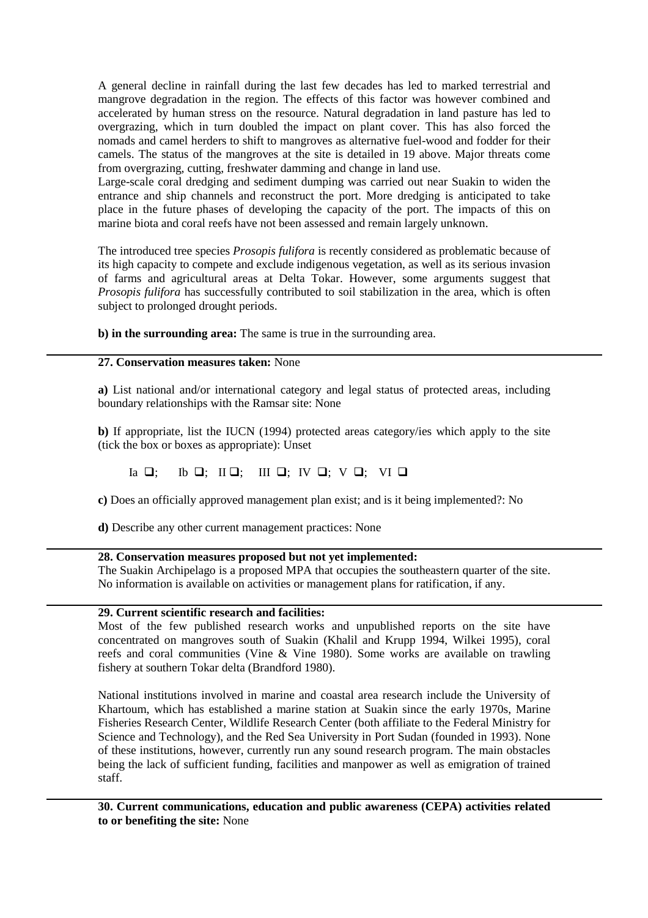A general decline in rainfall during the last few decades has led to marked terrestrial and mangrove degradation in the region. The effects of this factor was however combined and accelerated by human stress on the resource. Natural degradation in land pasture has led to overgrazing, which in turn doubled the impact on plant cover. This has also forced the nomads and camel herders to shift to mangroves as alternative fuel-wood and fodder for their camels. The status of the mangroves at the site is detailed in 19 above. Major threats come from overgrazing, cutting, freshwater damming and change in land use.
Large-scale coral dredging and sediment dumping was carried out near Suakin to widen the entrance and ship channels and reconstruct the port. More dredging is anticipated to take place in the future phases of developing the capacity of the port. The impacts of this on marine biota and coral reefs have not been assessed and remain largely unknown.

The introduced tree species *Prosopis fulifora* is recently considered as problematic because of its high capacity to compete and exclude indigenous vegetation, as well as its serious invasion of farms and agricultural areas at Delta Tokar. However, some arguments suggest that *Prosopis fulifora* has successfully contributed to soil stabilization in the area, which is often subject to prolonged drought periods.

**b) in the surrounding area:** The same is true in the surrounding area.

---

**27. Conservation measures taken:** None

**a)** List national and/or international category and legal status of protected areas, including boundary relationships with the Ramsar site: None

**b)** If appropriate, list the IUCN (1994) protected areas category/ies which apply to the site (tick the box or boxes as appropriate): Unset

Ia ❑;  Ib ❑;  II ❑;  III ❑;  IV ❑;  V ❑;  VI ❑

**c)** Does an officially approved management plan exist; and is it being implemented?: No

**d)** Describe any other current management practices: None

---

**28. Conservation measures proposed but not yet implemented:**
The Suakin Archipelago is a proposed MPA that occupies the southeastern quarter of the site. No information is available on activities or management plans for ratification, if any.

---

**29. Current scientific research and facilities:**
Most of the few published research works and unpublished reports on the site have concentrated on mangroves south of Suakin (Khalil and Krupp 1994, Wilkei 1995), coral reefs and coral communities (Vine & Vine 1980). Some works are available on trawling fishery at southern Tokar delta (Brandford 1980).

National institutions involved in marine and coastal area research include the University of Khartoum, which has established a marine station at Suakin since the early 1970s, Marine Fisheries Research Center, Wildlife Research Center (both affiliate to the Federal Ministry for Science and Technology), and the Red Sea University in Port Sudan (founded in 1993). None of these institutions, however, currently run any sound research program. The main obstacles being the lack of sufficient funding, facilities and manpower as well as emigration of trained staff.

---

**30. Current communications, education and public awareness (CEPA) activities related to or benefiting the site:** None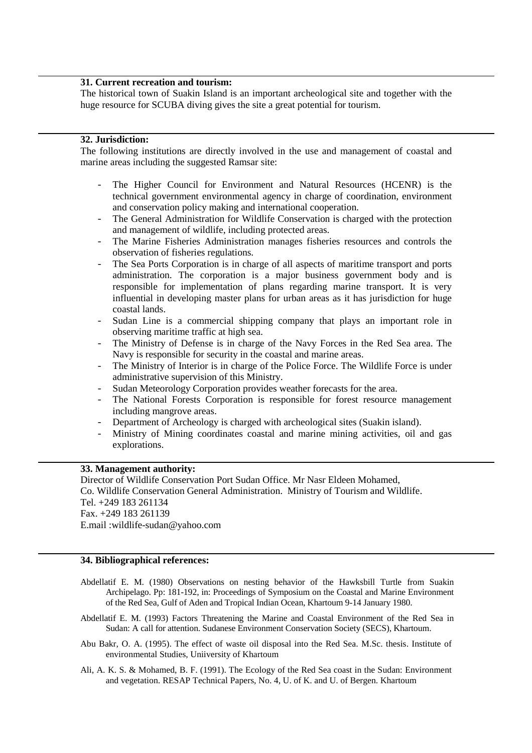**31. Current recreation and tourism:**

The historical town of Suakin Island is an important archeological site and together with the huge resource for SCUBA diving gives the site a great potential for tourism.

**32. Jurisdiction:**

The following institutions are directly involved in the use and management of coastal and marine areas including the suggested Ramsar site:

- The Higher Council for Environment and Natural Resources (HCENR) is the technical government environmental agency in charge of coordination, environment and conservation policy making and international cooperation.
- The General Administration for Wildlife Conservation is charged with the protection and management of wildlife, including protected areas.
- The Marine Fisheries Administration manages fisheries resources and controls the observation of fisheries regulations.
- The Sea Ports Corporation is in charge of all aspects of maritime transport and ports administration. The corporation is a major business government body and is responsible for implementation of plans regarding marine transport. It is very influential in developing master plans for urban areas as it has jurisdiction for huge coastal lands.
- Sudan Line is a commercial shipping company that plays an important role in observing maritime traffic at high sea.
- The Ministry of Defense is in charge of the Navy Forces in the Red Sea area. The Navy is responsible for security in the coastal and marine areas.
- The Ministry of Interior is in charge of the Police Force. The Wildlife Force is under administrative supervision of this Ministry.
- Sudan Meteorology Corporation provides weather forecasts for the area.
- The National Forests Corporation is responsible for forest resource management including mangrove areas.
- Department of Archeology is charged with archeological sites (Suakin island).
- Ministry of Mining coordinates coastal and marine mining activities, oil and gas explorations.

**33. Management authority:**

Director of Wildlife Conservation Port Sudan Office. Mr Nasr Eldeen Mohamed,
Co. Wildlife Conservation General Administration. Ministry of Tourism and Wildlife.
Tel. +249 183 261134
Fax. +249 183 261139
E.mail :wildlife-sudan@yahoo.com

**34. Bibliographical references:**

Abdellatif E. M. (1980) Observations on nesting behavior of the Hawksbill Turtle from Suakin Archipelago. Pp: 181-192, in: Proceedings of Symposium on the Coastal and Marine Environment of the Red Sea, Gulf of Aden and Tropical Indian Ocean, Khartoum 9-14 January 1980.

Abdellatif E. M. (1993) Factors Threatening the Marine and Coastal Environment of the Red Sea in Sudan: A call for attention. Sudanese Environment Conservation Society (SECS), Khartoum.

Abu Bakr, O. A. (1995). The effect of waste oil disposal into the Red Sea. M.Sc. thesis. Institute of environmental Studies, Uniiversity of Khartoum

Ali, A. K. S. & Mohamed, B. F. (1991). The Ecology of the Red Sea coast in the Sudan: Environment and vegetation. RESAP Technical Papers, No. 4, U. of K. and U. of Bergen. Khartoum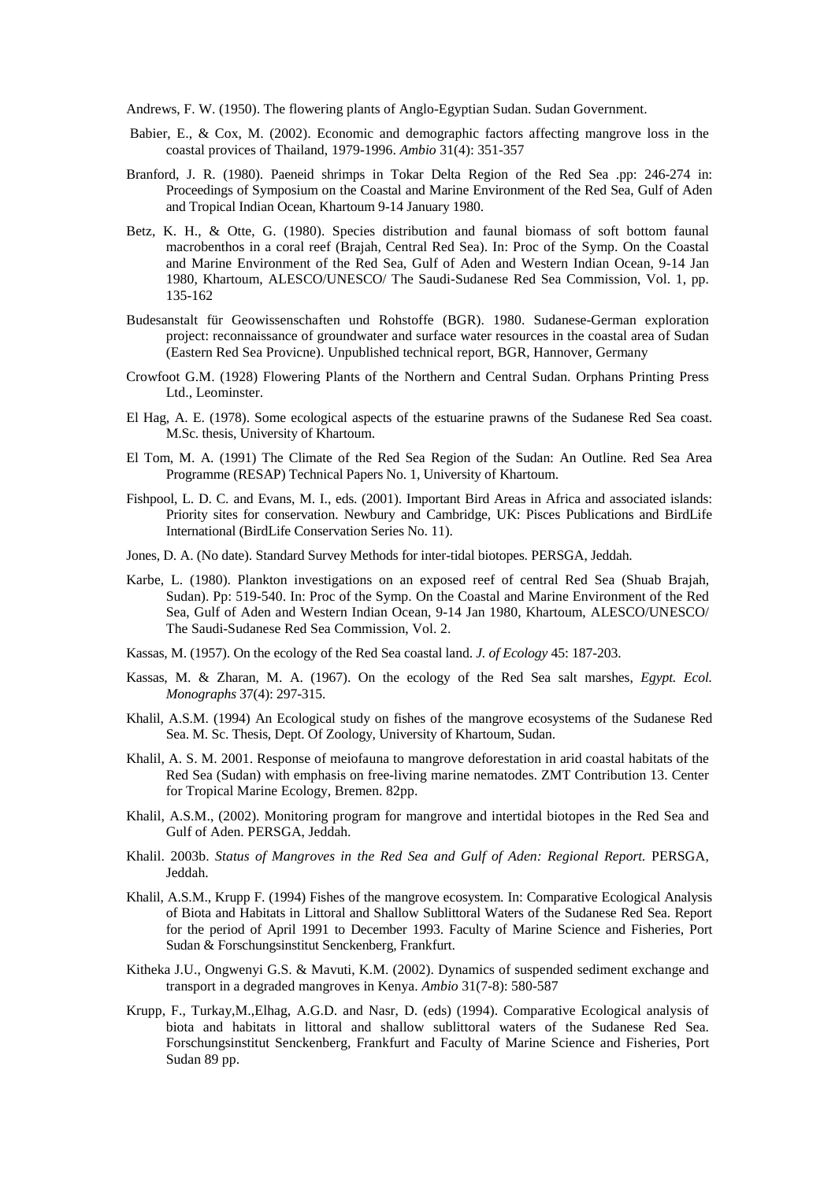Andrews, F. W. (1950). The flowering plants of Anglo-Egyptian Sudan. Sudan Government.

Babier, E., & Cox, M. (2002). Economic and demographic factors affecting mangrove loss in the coastal provices of Thailand, 1979-1996. *Ambio* 31(4): 351-357

Branford, J. R. (1980). Paeneid shrimps in Tokar Delta Region of the Red Sea .pp: 246-274 in: Proceedings of Symposium on the Coastal and Marine Environment of the Red Sea, Gulf of Aden and Tropical Indian Ocean, Khartoum 9-14 January 1980.

Betz, K. H., & Otte, G. (1980). Species distribution and faunal biomass of soft bottom faunal macrobenthos in a coral reef (Brajah, Central Red Sea). In: Proc of the Symp. On the Coastal and Marine Environment of the Red Sea, Gulf of Aden and Western Indian Ocean, 9-14 Jan 1980, Khartoum, ALESCO/UNESCO/ The Saudi-Sudanese Red Sea Commission, Vol. 1, pp. 135-162

Budesanstalt für Geowissenschaften und Rohstoffe (BGR). 1980. Sudanese-German exploration project: reconnaissance of groundwater and surface water resources in the coastal area of Sudan (Eastern Red Sea Provicne). Unpublished technical report, BGR, Hannover, Germany

Crowfoot G.M. (1928) Flowering Plants of the Northern and Central Sudan. Orphans Printing Press Ltd., Leominster.

El Hag, A. E. (1978). Some ecological aspects of the estuarine prawns of the Sudanese Red Sea coast. M.Sc. thesis, University of Khartoum.

El Tom, M. A. (1991) The Climate of the Red Sea Region of the Sudan: An Outline. Red Sea Area Programme (RESAP) Technical Papers No. 1, University of Khartoum.

Fishpool, L. D. C. and Evans, M. I., eds. (2001). Important Bird Areas in Africa and associated islands: Priority sites for conservation. Newbury and Cambridge, UK: Pisces Publications and BirdLife International (BirdLife Conservation Series No. 11).

Jones, D. A. (No date). Standard Survey Methods for inter-tidal biotopes. PERSGA, Jeddah.

Karbe, L. (1980). Plankton investigations on an exposed reef of central Red Sea (Shuab Brajah, Sudan). Pp: 519-540. In: Proc of the Symp. On the Coastal and Marine Environment of the Red Sea, Gulf of Aden and Western Indian Ocean, 9-14 Jan 1980, Khartoum, ALESCO/UNESCO/ The Saudi-Sudanese Red Sea Commission, Vol. 2.

Kassas, M. (1957). On the ecology of the Red Sea coastal land. *J. of Ecology* 45: 187-203.

Kassas, M. & Zharan, M. A. (1967). On the ecology of the Red Sea salt marshes, *Egypt. Ecol. Monographs* 37(4): 297-315.

Khalil, A.S.M. (1994) An Ecological study on fishes of the mangrove ecosystems of the Sudanese Red Sea. M. Sc. Thesis, Dept. Of Zoology, University of Khartoum, Sudan.

Khalil, A. S. M. 2001. Response of meiofauna to mangrove deforestation in arid coastal habitats of the Red Sea (Sudan) with emphasis on free-living marine nematodes. ZMT Contribution 13. Center for Tropical Marine Ecology, Bremen. 82pp.

Khalil, A.S.M., (2002). Monitoring program for mangrove and intertidal biotopes in the Red Sea and Gulf of Aden. PERSGA, Jeddah.

Khalil. 2003b. *Status of Mangroves in the Red Sea and Gulf of Aden: Regional Report.* PERSGA, Jeddah.

Khalil, A.S.M., Krupp F. (1994) Fishes of the mangrove ecosystem. In: Comparative Ecological Analysis of Biota and Habitats in Littoral and Shallow Sublittoral Waters of the Sudanese Red Sea. Report for the period of April 1991 to December 1993. Faculty of Marine Science and Fisheries, Port Sudan & Forschungsinstitut Senckenberg, Frankfurt.

Kitheka J.U., Ongwenyi G.S. & Mavuti, K.M. (2002). Dynamics of suspended sediment exchange and transport in a degraded mangroves in Kenya. *Ambio* 31(7-8): 580-587

Krupp, F., Turkay,M.,Elhag, A.G.D. and Nasr, D. (eds) (1994). Comparative Ecological analysis of biota and habitats in littoral and shallow sublittoral waters of the Sudanese Red Sea. Forschungsinstitut Senckenberg, Frankfurt and Faculty of Marine Science and Fisheries, Port Sudan 89 pp.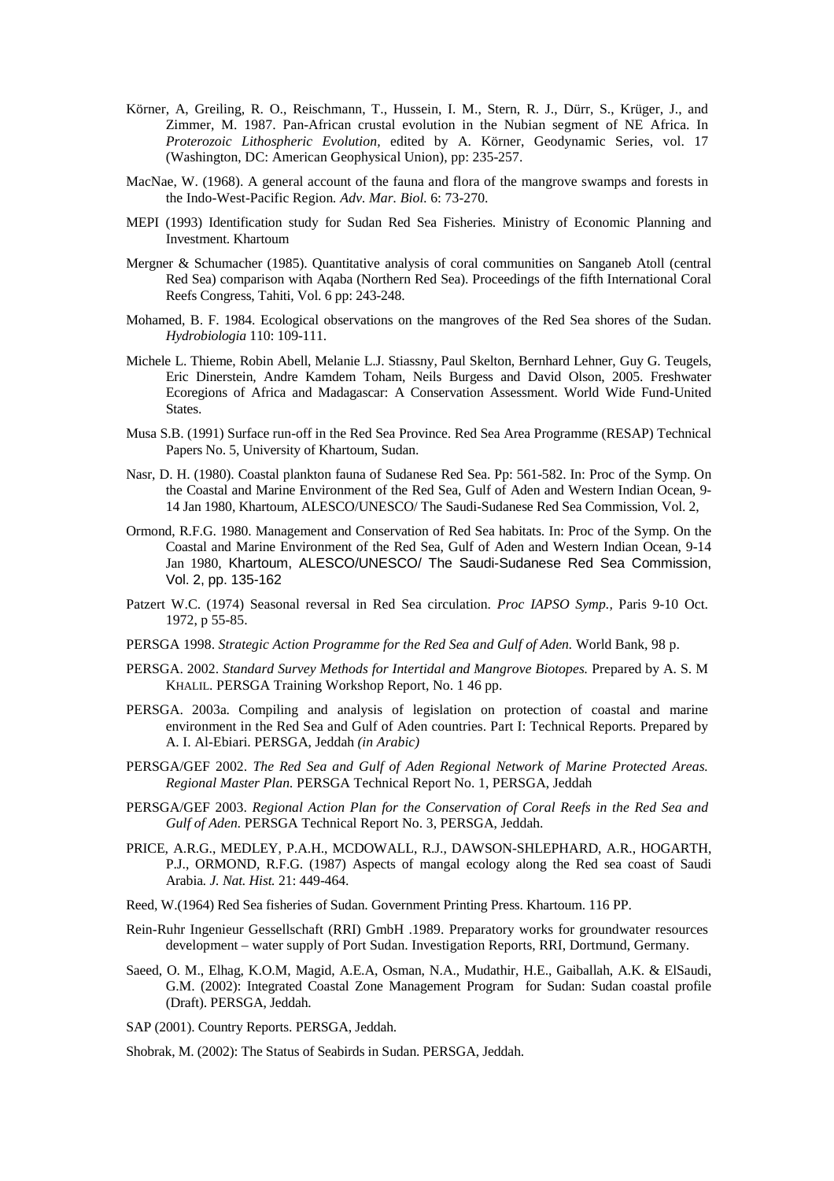Körner, A, Greiling, R. O., Reischmann, T., Hussein, I. M., Stern, R. J., Dürr, S., Krüger, J., and Zimmer, M. 1987. Pan-African crustal evolution in the Nubian segment of NE Africa. In *Proterozoic Lithospheric Evolution*, edited by A. Körner, Geodynamic Series, vol. 17 (Washington, DC: American Geophysical Union), pp: 235-257.

MacNae, W. (1968). A general account of the fauna and flora of the mangrove swamps and forests in the Indo-West-Pacific Region*. Adv. Mar. Biol.* 6: 73-270.

MEPI (1993) Identification study for Sudan Red Sea Fisheries. Ministry of Economic Planning and Investment. Khartoum

Mergner & Schumacher (1985). Quantitative analysis of coral communities on Sanganeb Atoll (central Red Sea) comparison with Aqaba (Northern Red Sea). Proceedings of the fifth International Coral Reefs Congress, Tahiti, Vol. 6 pp: 243-248.

Mohamed, B. F. 1984. Ecological observations on the mangroves of the Red Sea shores of the Sudan. *Hydrobiologia* 110: 109-111.

Michele L. Thieme, Robin Abell, Melanie L.J. Stiassny, Paul Skelton, Bernhard Lehner, Guy G. Teugels, Eric Dinerstein, Andre Kamdem Toham, Neils Burgess and David Olson, 2005. Freshwater Ecoregions of Africa and Madagascar: A Conservation Assessment. World Wide Fund-United States.

Musa S.B. (1991) Surface run-off in the Red Sea Province. Red Sea Area Programme (RESAP) Technical Papers No. 5, University of Khartoum, Sudan.

Nasr, D. H. (1980). Coastal plankton fauna of Sudanese Red Sea. Pp: 561-582. In: Proc of the Symp. On the Coastal and Marine Environment of the Red Sea, Gulf of Aden and Western Indian Ocean, 9-14 Jan 1980, Khartoum, ALESCO/UNESCO/ The Saudi-Sudanese Red Sea Commission, Vol. 2,

Ormond, R.F.G. 1980. Management and Conservation of Red Sea habitats. In: Proc of the Symp. On the Coastal and Marine Environment of the Red Sea, Gulf of Aden and Western Indian Ocean, 9-14 Jan 1980, Khartoum, ALESCO/UNESCO/ The Saudi-Sudanese Red Sea Commission, Vol. 2, pp. 135-162

Patzert W.C. (1974) Seasonal reversal in Red Sea circulation. *Proc IAPSO Symp.*, Paris 9-10 Oct. 1972, p 55-85.

PERSGA 1998. *Strategic Action Programme for the Red Sea and Gulf of Aden.* World Bank, 98 p.

PERSGA. 2002. *Standard Survey Methods for Intertidal and Mangrove Biotopes.* Prepared by A. S. M KHALIL. PERSGA Training Workshop Report, No. 1 46 pp.

PERSGA. 2003a. Compiling and analysis of legislation on protection of coastal and marine environment in the Red Sea and Gulf of Aden countries. Part I: Technical Reports. Prepared by A. I. Al-Ebiari. PERSGA, Jeddah *(in Arabic)*

PERSGA/GEF 2002. *The Red Sea and Gulf of Aden Regional Network of Marine Protected Areas. Regional Master Plan.* PERSGA Technical Report No. 1, PERSGA, Jeddah

PERSGA/GEF 2003. *Regional Action Plan for the Conservation of Coral Reefs in the Red Sea and Gulf of Aden*. PERSGA Technical Report No. 3, PERSGA, Jeddah.

PRICE, A.R.G., MEDLEY, P.A.H., MCDOWALL, R.J., DAWSON-SHLEPHARD, A.R., HOGARTH, P.J., ORMOND, R.F.G. (1987) Aspects of mangal ecology along the Red sea coast of Saudi Arabia*. J. Nat. Hist.* 21: 449-464.

Reed, W.(1964) Red Sea fisheries of Sudan. Government Printing Press. Khartoum. 116 PP.

Rein-Ruhr Ingenieur Gessellschaft (RRI) GmbH .1989. Preparatory works for groundwater resources development – water supply of Port Sudan. Investigation Reports, RRI, Dortmund, Germany.

Saeed, O. M., Elhag, K.O.M, Magid, A.E.A, Osman, N.A., Mudathir, H.E., Gaiballah, A.K. & ElSaudi, G.M. (2002): Integrated Coastal Zone Management Program for Sudan: Sudan coastal profile (Draft). PERSGA, Jeddah.

SAP (2001). Country Reports. PERSGA, Jeddah.

Shobrak, M. (2002): The Status of Seabirds in Sudan. PERSGA, Jeddah.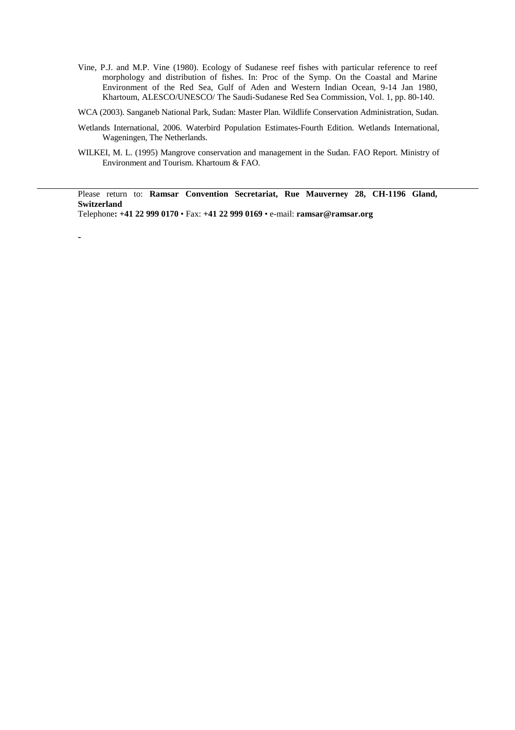Vine, P.J. and M.P. Vine (1980). Ecology of Sudanese reef fishes with particular reference to reef morphology and distribution of fishes. In: Proc of the Symp. On the Coastal and Marine Environment of the Red Sea, Gulf of Aden and Western Indian Ocean, 9-14 Jan 1980, Khartoum, ALESCO/UNESCO/ The Saudi-Sudanese Red Sea Commission, Vol. 1, pp. 80-140.

WCA (2003). Sanganeb National Park, Sudan: Master Plan. Wildlife Conservation Administration, Sudan.

Wetlands International, 2006. Waterbird Population Estimates-Fourth Edition. Wetlands International, Wageningen, The Netherlands.

WILKEI, M. L. (1995) Mangrove conservation and management in the Sudan. FAO Report. Ministry of Environment and Tourism. Khartoum & FAO.

---

Please return to: **Ramsar Convention Secretariat, Rue Mauverney 28, CH-1196 Gland, Switzerland**
Telephone**: +41 22 999 0170** • Fax: **+41 22 999 0169** • e-mail: **ramsar@ramsar.org**

-